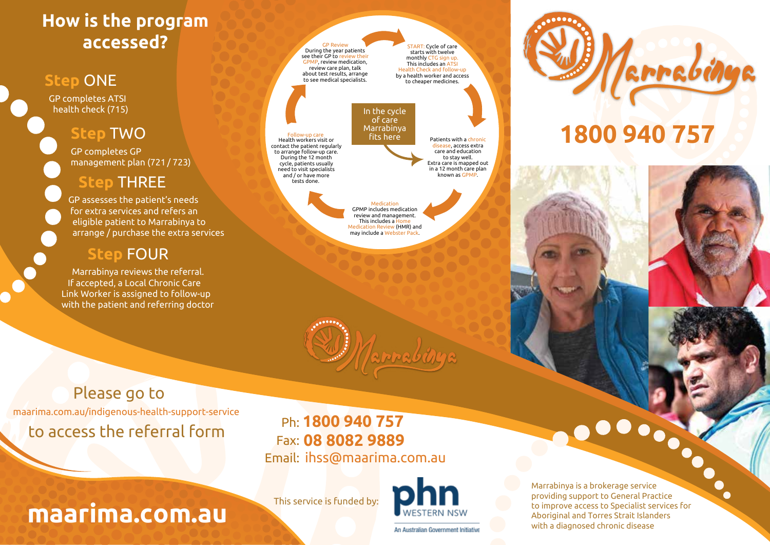## How is the program accessed?

### Step ONE

GP completes ATSI health check (715)

### Step TWO

GP completes GP management plan (721 / 723)

### Step THREE

GP assesses the patient's needs for extra services and refers an eligible patient to Marrabinya to arrange / purchase the extra services

### Step FOUR

Marrabinya reviews the referral. If accepted, a Local Chronic Care Link Worker is assigned to follow-up with the patient and referring doctor

**START:** Cycle of care starts with twelve monthly CTG sign up. This includes an ATSI Health Check and follow-up by a health worker and access to cheaper medicines.

Patients with a chronic disease, access extra care and education to stay well. Extra care is mapped out in a 12 month care plan known as GPMP.

**Medication**
GPMP includes medication review and management. This includes a Home Medication Review (HMR) and may include a Webster Pack.

**Follow-up care**
Health workers visit or contact the patient regularly to arrange follow-up care. During the 12 month cycle, patients usually need to visit specialists and / or have more tests done.

**GP Review**
During the year patients see their GP to review their GPMP, review medication, review care plan, talk about test results, arrange to see medical specialists.

In the cycle of care Marrabinya fits here

Marrabinya

Please go to
maarima.com.au/indigenous-health-support-service
to access the referral form

Ph: **1800 940 757**
Fax: **08 8082 9889**
Email: ihss@maarima.com.au

This service is funded by: phn WESTERN NSW
An Australian Government Initiative

# maarima.com.au

Marrabinya

# 1800 940 757

Marrabinya is a brokerage service providing support to General Practice to improve access to Specialist services for Aboriginal and Torres Strait Islanders with a diagnosed chronic disease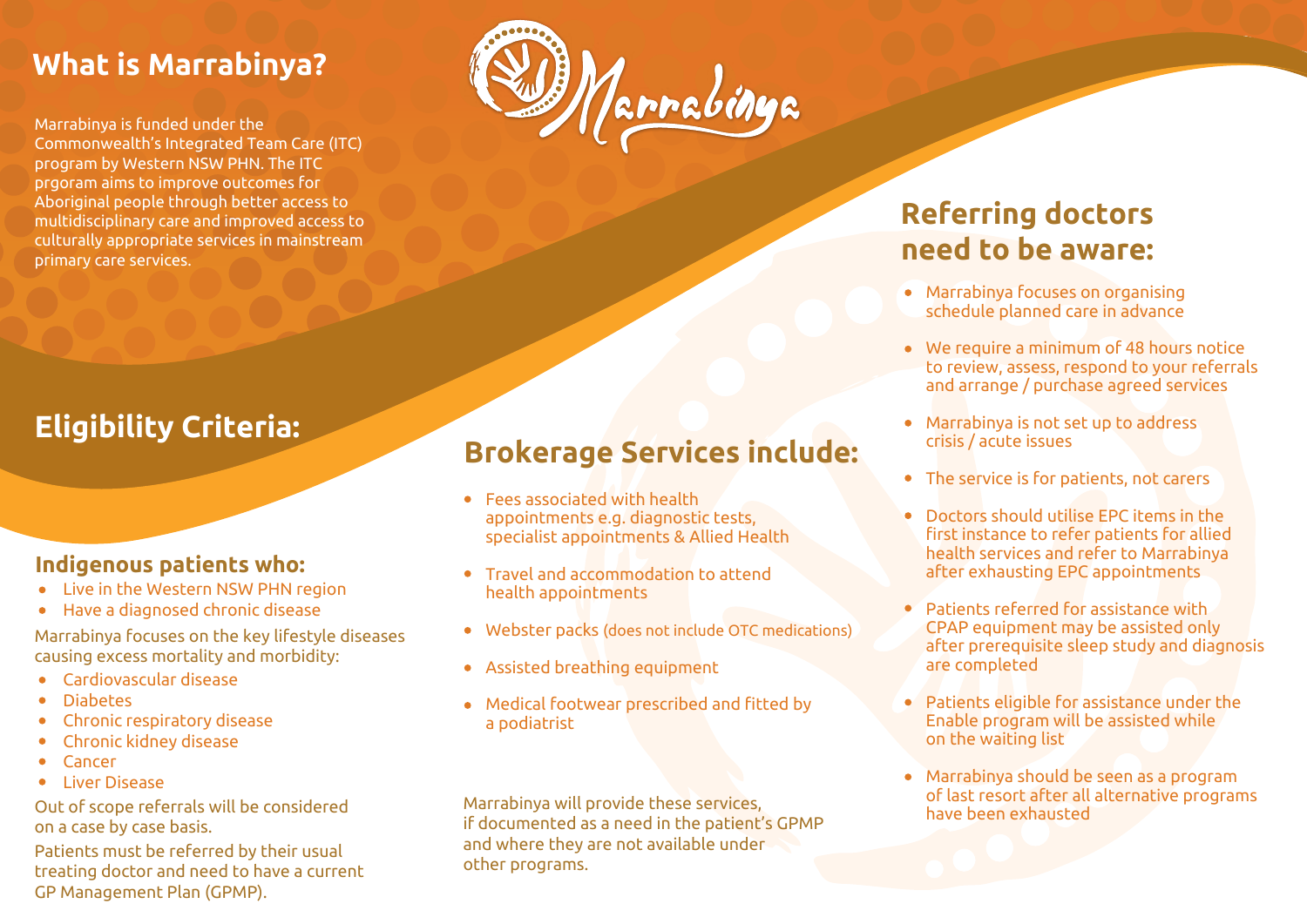## What is Marrabinya?

Marrabinya is funded under the Commonwealth's Integrated Team Care (ITC) program by Western NSW PHN. The ITC prgoram aims to improve outcomes for Aboriginal people through better access to multidisciplinary care and improved access to culturally appropriate services in mainstream primary care services.

Marrabinya

## Eligibility Criteria:

### Indigenous patients who:

- Live in the Western NSW PHN region
- Have a diagnosed chronic disease

Marrabinya focuses on the key lifestyle diseases causing excess mortality and morbidity:

- Cardiovascular disease
- Diabetes
- Chronic respiratory disease
- Chronic kidney disease
- Cancer
- Liver Disease

Out of scope referrals will be considered on a case by case basis.

Patients must be referred by their usual treating doctor and need to have a current GP Management Plan (GPMP).

## Brokerage Services include:

- Fees associated with health appointments e.g. diagnostic tests, specialist appointments & Allied Health
- Travel and accommodation to attend health appointments
- Webster packs (does not include OTC medications)
- Assisted breathing equipment
- Medical footwear prescribed and fitted by a podiatrist

Marrabinya will provide these services, if documented as a need in the patient's GPMP and where they are not available under other programs.

## Referring doctors need to be aware:

- Marrabinya focuses on organising schedule planned care in advance
- We require a minimum of 48 hours notice to review, assess, respond to your referrals and arrange / purchase agreed services
- Marrabinya is not set up to address crisis / acute issues
- The service is for patients, not carers
- Doctors should utilise EPC items in the first instance to refer patients for allied health services and refer to Marrabinya after exhausting EPC appointments
- Patients referred for assistance with CPAP equipment may be assisted only after prerequisite sleep study and diagnosis are completed
- Patients eligible for assistance under the Enable program will be assisted while on the waiting list
- Marrabinya should be seen as a program of last resort after all alternative programs have been exhausted